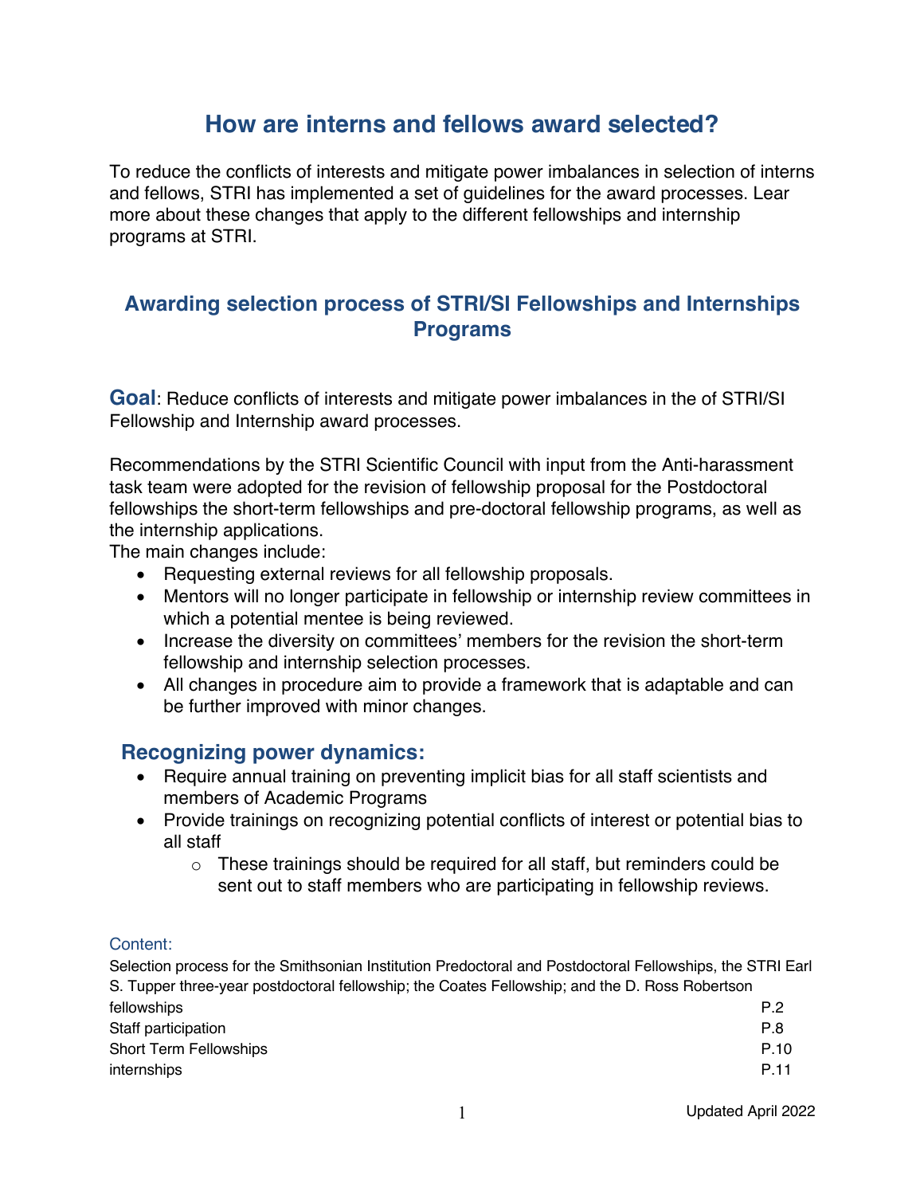# How are interns and fellows award selected?

To reduce the conflicts of interests and mitigate power imbalances in selection of interns and fellows, STRI has implemented a set of guidelines for the award processes. Lear more about these changes that apply to the different fellowships and internship programs at STRI.

## Awarding selection process of STRI/SI Fellowships and Internships Programs

**Goal**: Reduce conflicts of interests and mitigate power imbalances in the of STRI/SI Fellowship and Internship award processes.

Recommendations by the STRI Scientific Council with input from the Anti-harassment task team were adopted for the revision of fellowship proposal for the Postdoctoral fellowships the short-term fellowships and pre-doctoral fellowship programs, as well as the internship applications.

The main changes include:

- Requesting external reviews for all fellowship proposals.
- Mentors will no longer participate in fellowship or internship review committees in which a potential mentee is being reviewed.
- Increase the diversity on committees' members for the revision the short-term fellowship and internship selection processes.
- All changes in procedure aim to provide a framework that is adaptable and can be further improved with minor changes.

### Recognizing power dynamics:

- Require annual training on preventing implicit bias for all staff scientists and members of Academic Programs
- Provide trainings on recognizing potential conflicts of interest or potential bias to all staff
  - These trainings should be required for all staff, but reminders could be sent out to staff members who are participating in fellowship reviews.

Content:

| | |
|---|---|
| Selection process for the Smithsonian Institution Predoctoral and Postdoctoral Fellowships, the STRI Earl S. Tupper three-year postdoctoral fellowship; the Coates Fellowship; and the D. Ross Robertson fellowships | P.2 |
| Staff participation | P.8 |
| Short Term Fellowships | P.10 |
| internships | P.11 |

Updated April 2022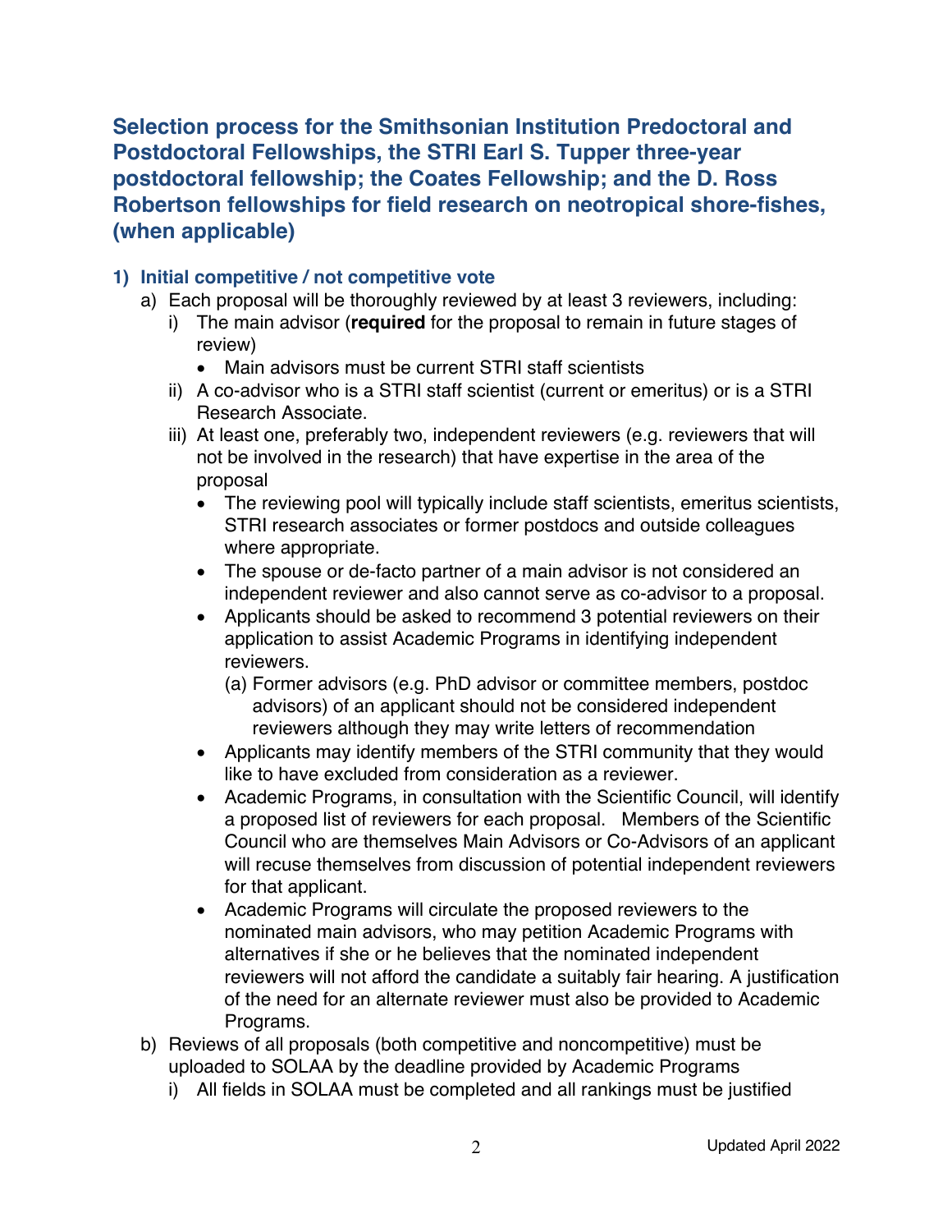## Selection process for the Smithsonian Institution Predoctoral and Postdoctoral Fellowships, the STRI Earl S. Tupper three-year postdoctoral fellowship; the Coates Fellowship; and the D. Ross Robertson fellowships for field research on neotropical shore-fishes, (when applicable)

### 1) Initial competitive / not competitive vote

a) Each proposal will be thoroughly reviewed by at least 3 reviewers, including:
   i) The main advisor (**required** for the proposal to remain in future stages of review)
      - Main advisors must be current STRI staff scientists

   ii) A co-advisor who is a STRI staff scientist (current or emeritus) or is a STRI Research Associate.

   iii) At least one, preferably two, independent reviewers (e.g. reviewers that will not be involved in the research) that have expertise in the area of the proposal
      - The reviewing pool will typically include staff scientists, emeritus scientists, STRI research associates or former postdocs and outside colleagues where appropriate.
      - The spouse or de-facto partner of a main advisor is not considered an independent reviewer and also cannot serve as co-advisor to a proposal.
      - Applicants should be asked to recommend 3 potential reviewers on their application to assist Academic Programs in identifying independent reviewers.
         (a) Former advisors (e.g. PhD advisor or committee members, postdoc advisors) of an applicant should not be considered independent reviewers although they may write letters of recommendation
      - Applicants may identify members of the STRI community that they would like to have excluded from consideration as a reviewer.
      - Academic Programs, in consultation with the Scientific Council, will identify a proposed list of reviewers for each proposal. Members of the Scientific Council who are themselves Main Advisors or Co-Advisors of an applicant will recuse themselves from discussion of potential independent reviewers for that applicant.
      - Academic Programs will circulate the proposed reviewers to the nominated main advisors, who may petition Academic Programs with alternatives if she or he believes that the nominated independent reviewers will not afford the candidate a suitably fair hearing. A justification of the need for an alternate reviewer must also be provided to Academic Programs.

b) Reviews of all proposals (both competitive and noncompetitive) must be uploaded to SOLAA by the deadline provided by Academic Programs
   i) All fields in SOLAA must be completed and all rankings must be justified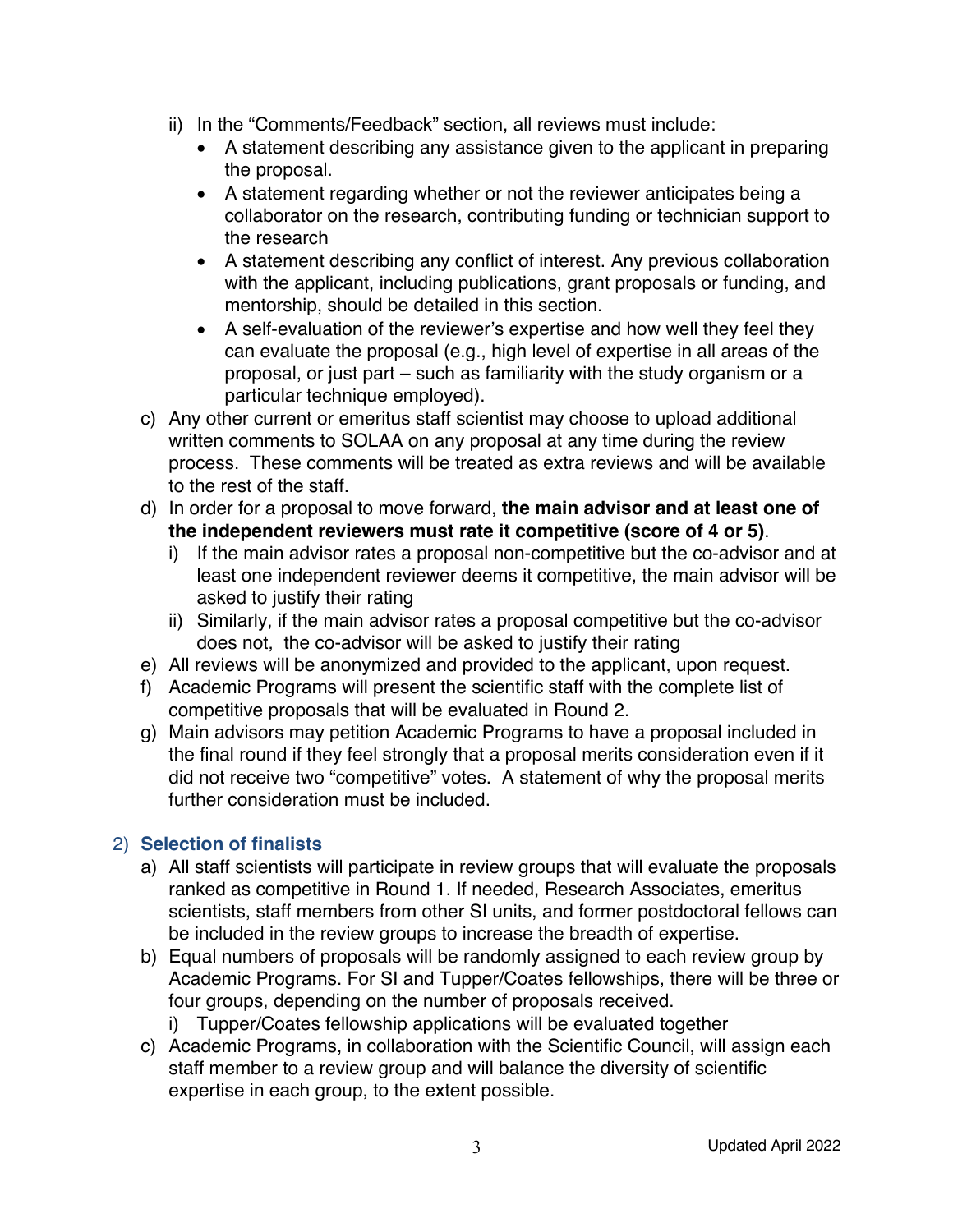ii) In the "Comments/Feedback" section, all reviews must include:
      - A statement describing any assistance given to the applicant in preparing the proposal.
      - A statement regarding whether or not the reviewer anticipates being a collaborator on the research, contributing funding or technician support to the research
      - A statement describing any conflict of interest. Any previous collaboration with the applicant, including publications, grant proposals or funding, and mentorship, should be detailed in this section.
      - A self-evaluation of the reviewer's expertise and how well they feel they can evaluate the proposal (e.g., high level of expertise in all areas of the proposal, or just part – such as familiarity with the study organism or a particular technique employed).

c) Any other current or emeritus staff scientist may choose to upload additional written comments to SOLAA on any proposal at any time during the review process. These comments will be treated as extra reviews and will be available to the rest of the staff.

d) In order for a proposal to move forward, **the main advisor and at least one of the independent reviewers must rate it competitive (score of 4 or 5)**.
   i) If the main advisor rates a proposal non-competitive but the co-advisor and at least one independent reviewer deems it competitive, the main advisor will be asked to justify their rating
   ii) Similarly, if the main advisor rates a proposal competitive but the co-advisor does not, the co-advisor will be asked to justify their rating

e) All reviews will be anonymized and provided to the applicant, upon request.

f) Academic Programs will present the scientific staff with the complete list of competitive proposals that will be evaluated in Round 2.

g) Main advisors may petition Academic Programs to have a proposal included in the final round if they feel strongly that a proposal merits consideration even if it did not receive two "competitive" votes. A statement of why the proposal merits further consideration must be included.

## 2) Selection of finalists

a) All staff scientists will participate in review groups that will evaluate the proposals ranked as competitive in Round 1. If needed, Research Associates, emeritus scientists, staff members from other SI units, and former postdoctoral fellows can be included in the review groups to increase the breadth of expertise.

b) Equal numbers of proposals will be randomly assigned to each review group by Academic Programs. For SI and Tupper/Coates fellowships, there will be three or four groups, depending on the number of proposals received.
   i) Tupper/Coates fellowship applications will be evaluated together

c) Academic Programs, in collaboration with the Scientific Council, will assign each staff member to a review group and will balance the diversity of scientific expertise in each group, to the extent possible.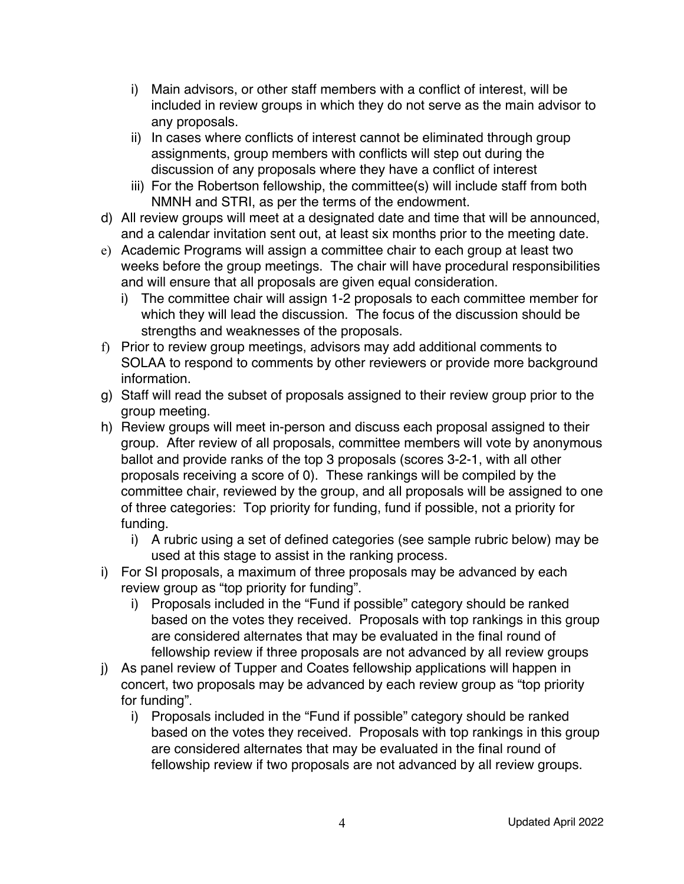- i) Main advisors, or other staff members with a conflict of interest, will be included in review groups in which they do not serve as the main advisor to any proposals.
- ii) In cases where conflicts of interest cannot be eliminated through group assignments, group members with conflicts will step out during the discussion of any proposals where they have a conflict of interest
- iii) For the Robertson fellowship, the committee(s) will include staff from both NMNH and STRI, as per the terms of the endowment.

d) All review groups will meet at a designated date and time that will be announced, and a calendar invitation sent out, at least six months prior to the meeting date.

e) Academic Programs will assign a committee chair to each group at least two weeks before the group meetings. The chair will have procedural responsibilities and will ensure that all proposals are given equal consideration.

- i) The committee chair will assign 1-2 proposals to each committee member for which they will lead the discussion. The focus of the discussion should be strengths and weaknesses of the proposals.

f) Prior to review group meetings, advisors may add additional comments to SOLAA to respond to comments by other reviewers or provide more background information.

g) Staff will read the subset of proposals assigned to their review group prior to the group meeting.

h) Review groups will meet in-person and discuss each proposal assigned to their group. After review of all proposals, committee members will vote by anonymous ballot and provide ranks of the top 3 proposals (scores 3-2-1, with all other proposals receiving a score of 0). These rankings will be compiled by the committee chair, reviewed by the group, and all proposals will be assigned to one of three categories: Top priority for funding, fund if possible, not a priority for funding.

- i) A rubric using a set of defined categories (see sample rubric below) may be used at this stage to assist in the ranking process.

i) For SI proposals, a maximum of three proposals may be advanced by each review group as "top priority for funding".

- i) Proposals included in the "Fund if possible" category should be ranked based on the votes they received. Proposals with top rankings in this group are considered alternates that may be evaluated in the final round of fellowship review if three proposals are not advanced by all review groups

j) As panel review of Tupper and Coates fellowship applications will happen in concert, two proposals may be advanced by each review group as "top priority for funding".

- i) Proposals included in the "Fund if possible" category should be ranked based on the votes they received. Proposals with top rankings in this group are considered alternates that may be evaluated in the final round of fellowship review if two proposals are not advanced by all review groups.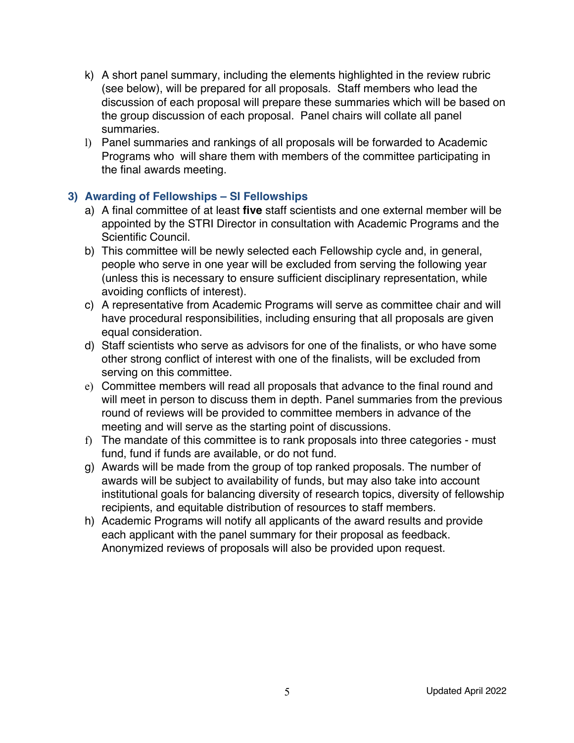k) A short panel summary, including the elements highlighted in the review rubric (see below), will be prepared for all proposals. Staff members who lead the discussion of each proposal will prepare these summaries which will be based on the group discussion of each proposal. Panel chairs will collate all panel summaries.

l) Panel summaries and rankings of all proposals will be forwarded to Academic Programs who will share them with members of the committee participating in the final awards meeting.

### 3) Awarding of Fellowships – SI Fellowships

a) A final committee of at least **five** staff scientists and one external member will be appointed by the STRI Director in consultation with Academic Programs and the Scientific Council.

b) This committee will be newly selected each Fellowship cycle and, in general, people who serve in one year will be excluded from serving the following year (unless this is necessary to ensure sufficient disciplinary representation, while avoiding conflicts of interest).

c) A representative from Academic Programs will serve as committee chair and will have procedural responsibilities, including ensuring that all proposals are given equal consideration.

d) Staff scientists who serve as advisors for one of the finalists, or who have some other strong conflict of interest with one of the finalists, will be excluded from serving on this committee.

e) Committee members will read all proposals that advance to the final round and will meet in person to discuss them in depth. Panel summaries from the previous round of reviews will be provided to committee members in advance of the meeting and will serve as the starting point of discussions.

f) The mandate of this committee is to rank proposals into three categories - must fund, fund if funds are available, or do not fund.

g) Awards will be made from the group of top ranked proposals. The number of awards will be subject to availability of funds, but may also take into account institutional goals for balancing diversity of research topics, diversity of fellowship recipients, and equitable distribution of resources to staff members.

h) Academic Programs will notify all applicants of the award results and provide each applicant with the panel summary for their proposal as feedback. Anonymized reviews of proposals will also be provided upon request.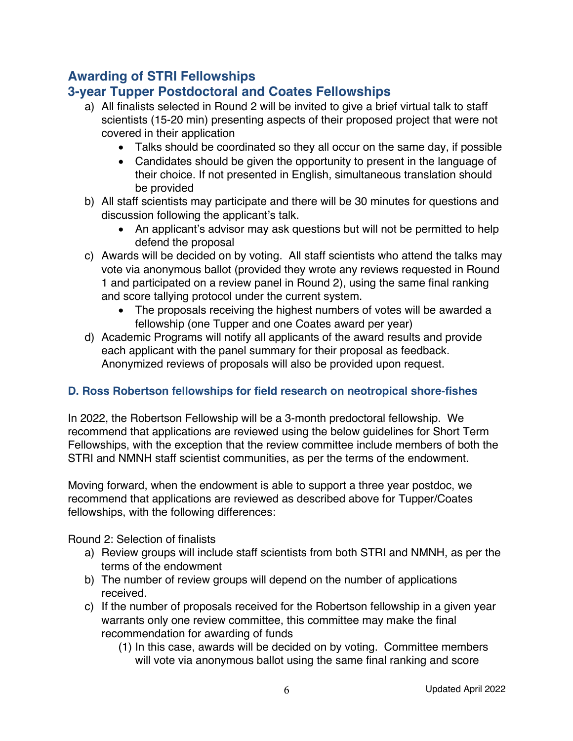## Awarding of STRI Fellowships

## 3-year Tupper Postdoctoral and Coates Fellowships

a) All finalists selected in Round 2 will be invited to give a brief virtual talk to staff scientists (15-20 min) presenting aspects of their proposed project that were not covered in their application
   - Talks should be coordinated so they all occur on the same day, if possible
   - Candidates should be given the opportunity to present in the language of their choice. If not presented in English, simultaneous translation should be provided

b) All staff scientists may participate and there will be 30 minutes for questions and discussion following the applicant's talk.
   - An applicant's advisor may ask questions but will not be permitted to help defend the proposal

c) Awards will be decided on by voting. All staff scientists who attend the talks may vote via anonymous ballot (provided they wrote any reviews requested in Round 1 and participated on a review panel in Round 2), using the same final ranking and score tallying protocol under the current system.
   - The proposals receiving the highest numbers of votes will be awarded a fellowship (one Tupper and one Coates award per year)

d) Academic Programs will notify all applicants of the award results and provide each applicant with the panel summary for their proposal as feedback. Anonymized reviews of proposals will also be provided upon request.

### D. Ross Robertson fellowships for field research on neotropical shore-fishes

In 2022, the Robertson Fellowship will be a 3-month predoctoral fellowship. We recommend that applications are reviewed using the below guidelines for Short Term Fellowships, with the exception that the review committee include members of both the STRI and NMNH staff scientist communities, as per the terms of the endowment.

Moving forward, when the endowment is able to support a three year postdoc, we recommend that applications are reviewed as described above for Tupper/Coates fellowships, with the following differences:

Round 2: Selection of finalists

a) Review groups will include staff scientists from both STRI and NMNH, as per the terms of the endowment

b) The number of review groups will depend on the number of applications received.

c) If the number of proposals received for the Robertson fellowship in a given year warrants only one review committee, this committee may make the final recommendation for awarding of funds
   (1) In this case, awards will be decided on by voting. Committee members will vote via anonymous ballot using the same final ranking and score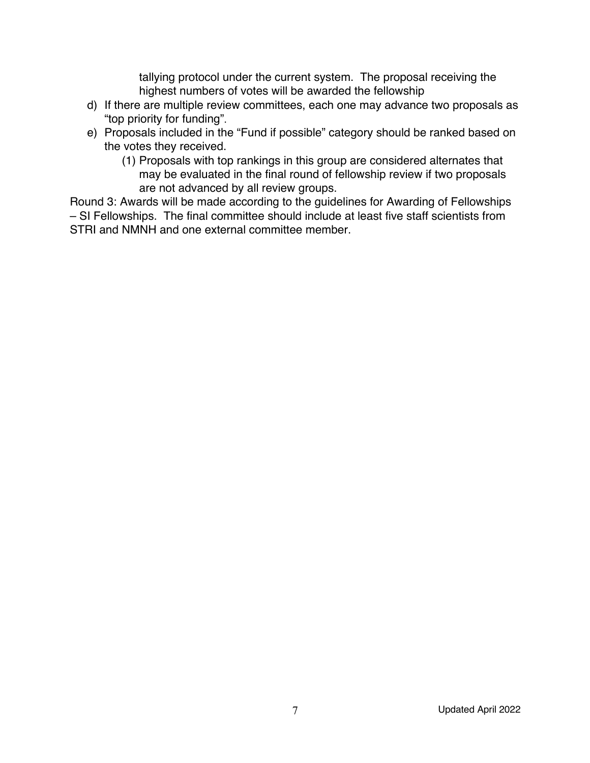tallying protocol under the current system. The proposal receiving the highest numbers of votes will be awarded the fellowship

d) If there are multiple review committees, each one may advance two proposals as "top priority for funding".

e) Proposals included in the "Fund if possible" category should be ranked based on the votes they received.

   (1) Proposals with top rankings in this group are considered alternates that may be evaluated in the final round of fellowship review if two proposals are not advanced by all review groups.

Round 3: Awards will be made according to the guidelines for Awarding of Fellowships – SI Fellowships. The final committee should include at least five staff scientists from STRI and NMNH and one external committee member.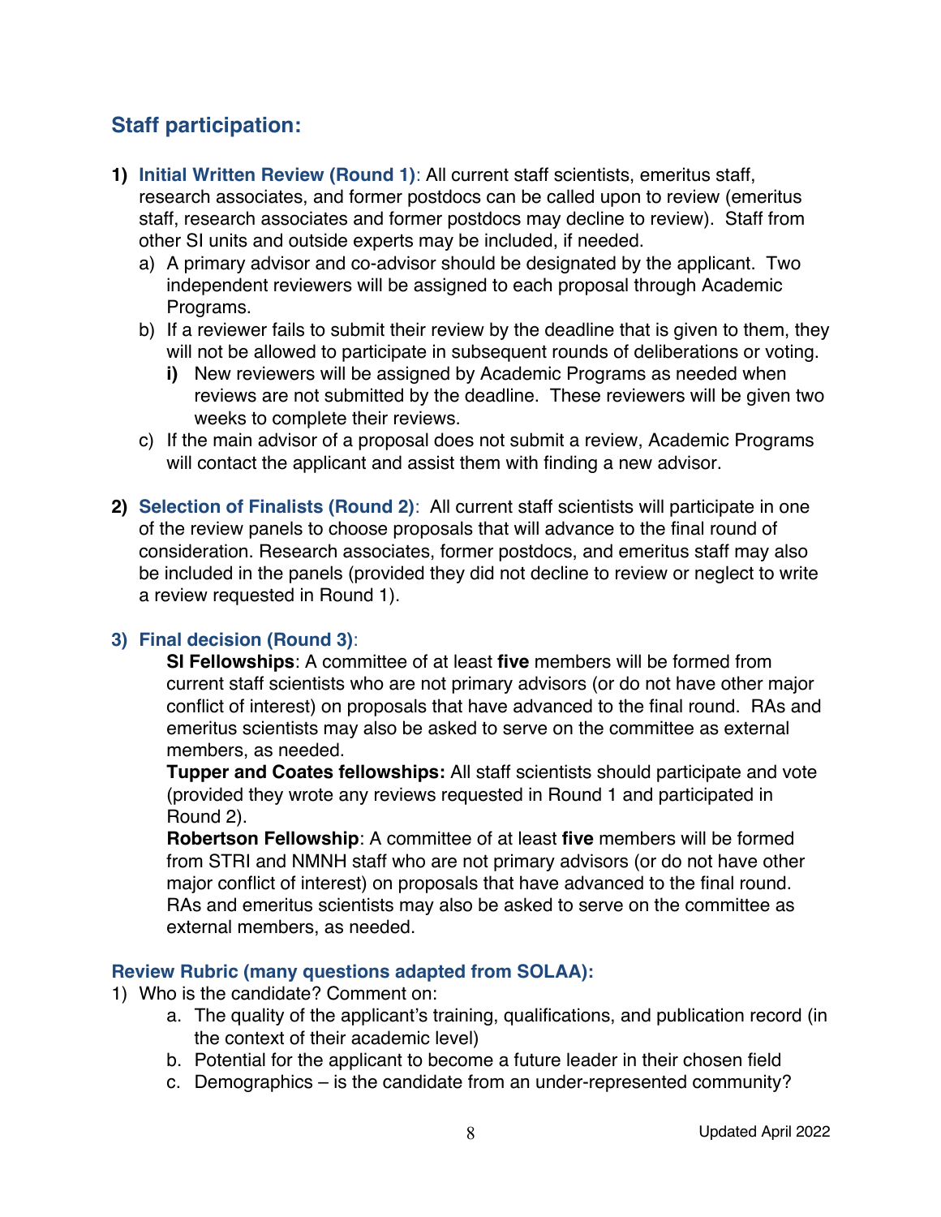## Staff participation:

1) **Initial Written Review (Round 1)**: All current staff scientists, emeritus staff, research associates, and former postdocs can be called upon to review (emeritus staff, research associates and former postdocs may decline to review). Staff from other SI units and outside experts may be included, if needed.
   a) A primary advisor and co-advisor should be designated by the applicant. Two independent reviewers will be assigned to each proposal through Academic Programs.
   b) If a reviewer fails to submit their review by the deadline that is given to them, they will not be allowed to participate in subsequent rounds of deliberations or voting.
      **i)** New reviewers will be assigned by Academic Programs as needed when reviews are not submitted by the deadline. These reviewers will be given two weeks to complete their reviews.
   c) If the main advisor of a proposal does not submit a review, Academic Programs will contact the applicant and assist them with finding a new advisor.

2) **Selection of Finalists (Round 2)**: All current staff scientists will participate in one of the review panels to choose proposals that will advance to the final round of consideration. Research associates, former postdocs, and emeritus staff may also be included in the panels (provided they did not decline to review or neglect to write a review requested in Round 1).

3) **Final decision (Round 3)**:
   **SI Fellowships**: A committee of at least **five** members will be formed from current staff scientists who are not primary advisors (or do not have other major conflict of interest) on proposals that have advanced to the final round. RAs and emeritus scientists may also be asked to serve on the committee as external members, as needed.
   **Tupper and Coates fellowships:** All staff scientists should participate and vote (provided they wrote any reviews requested in Round 1 and participated in Round 2).
   **Robertson Fellowship**: A committee of at least **five** members will be formed from STRI and NMNH staff who are not primary advisors (or do not have other major conflict of interest) on proposals that have advanced to the final round. RAs and emeritus scientists may also be asked to serve on the committee as external members, as needed.

### Review Rubric (many questions adapted from SOLAA):

1) Who is the candidate? Comment on:
   a. The quality of the applicant's training, qualifications, and publication record (in the context of their academic level)
   b. Potential for the applicant to become a future leader in their chosen field
   c. Demographics – is the candidate from an under-represented community?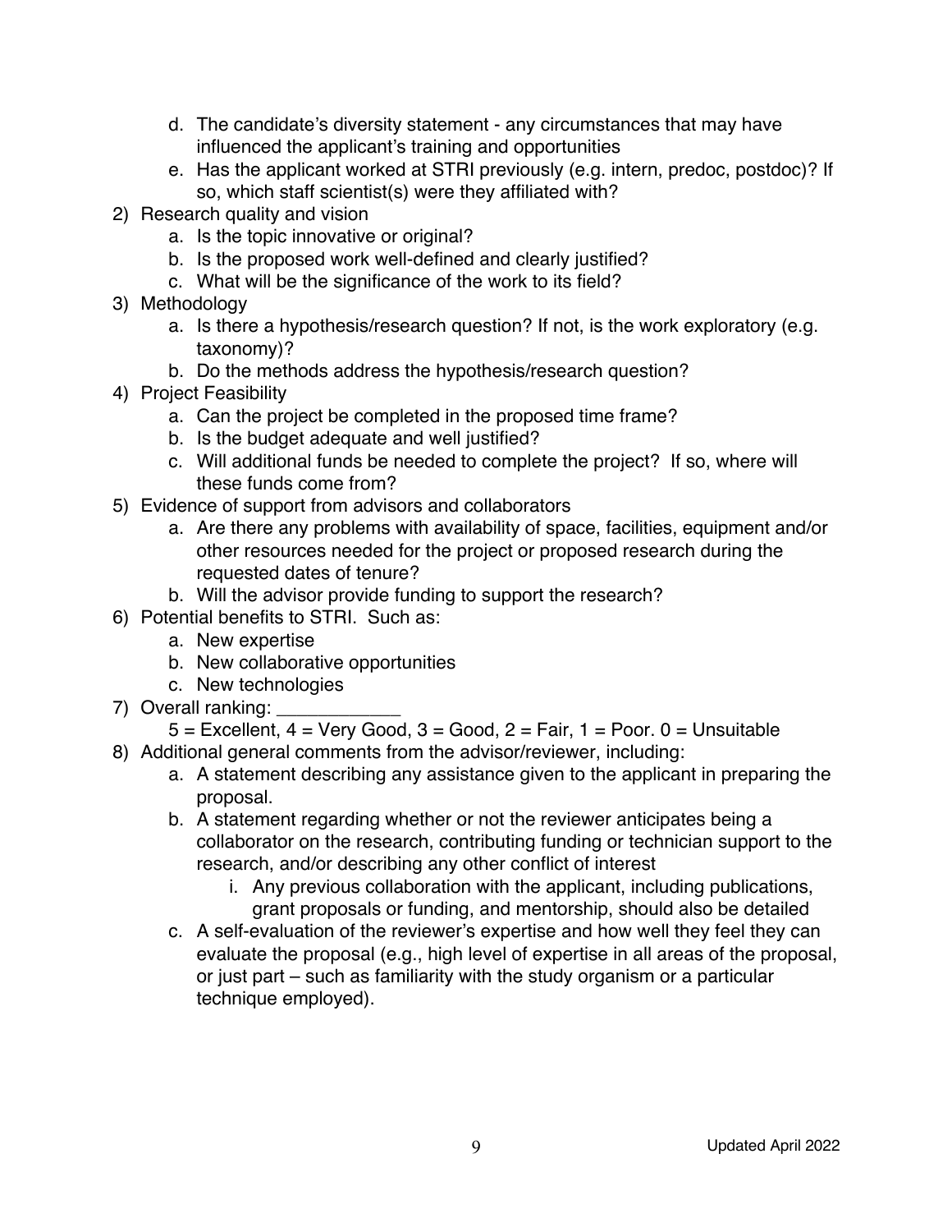d. The candidate's diversity statement - any circumstances that may have influenced the applicant's training and opportunities
   e. Has the applicant worked at STRI previously (e.g. intern, predoc, postdoc)? If so, which staff scientist(s) were they affiliated with?

2) Research quality and vision
   a. Is the topic innovative or original?
   b. Is the proposed work well-defined and clearly justified?
   c. What will be the significance of the work to its field?
3) Methodology
   a. Is there a hypothesis/research question? If not, is the work exploratory (e.g. taxonomy)?
   b. Do the methods address the hypothesis/research question?
4) Project Feasibility
   a. Can the project be completed in the proposed time frame?
   b. Is the budget adequate and well justified?
   c. Will additional funds be needed to complete the project? If so, where will these funds come from?
5) Evidence of support from advisors and collaborators
   a. Are there any problems with availability of space, facilities, equipment and/or other resources needed for the project or proposed research during the requested dates of tenure?
   b. Will the advisor provide funding to support the research?
6) Potential benefits to STRI. Such as:
   a. New expertise
   b. New collaborative opportunities
   c. New technologies
7) Overall ranking: ____________

   5 = Excellent, 4 = Very Good, 3 = Good, 2 = Fair, 1 = Poor. 0 = Unsuitable
8) Additional general comments from the advisor/reviewer, including:
   a. A statement describing any assistance given to the applicant in preparing the proposal.
   b. A statement regarding whether or not the reviewer anticipates being a collaborator on the research, contributing funding or technician support to the research, and/or describing any other conflict of interest
      i. Any previous collaboration with the applicant, including publications, grant proposals or funding, and mentorship, should also be detailed
   c. A self-evaluation of the reviewer's expertise and how well they feel they can evaluate the proposal (e.g., high level of expertise in all areas of the proposal, or just part – such as familiarity with the study organism or a particular technique employed).

Updated April 2022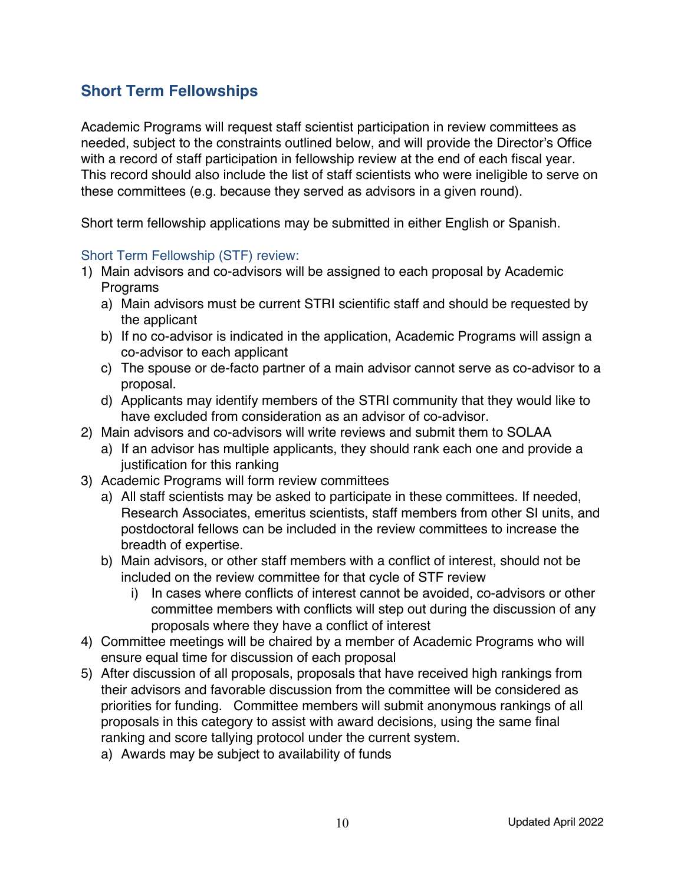## Short Term Fellowships

Academic Programs will request staff scientist participation in review committees as needed, subject to the constraints outlined below, and will provide the Director's Office with a record of staff participation in fellowship review at the end of each fiscal year. This record should also include the list of staff scientists who were ineligible to serve on these committees (e.g. because they served as advisors in a given round).

Short term fellowship applications may be submitted in either English or Spanish.

### Short Term Fellowship (STF) review:

1) Main advisors and co-advisors will be assigned to each proposal by Academic Programs
   a) Main advisors must be current STRI scientific staff and should be requested by the applicant
   b) If no co-advisor is indicated in the application, Academic Programs will assign a co-advisor to each applicant
   c) The spouse or de-facto partner of a main advisor cannot serve as co-advisor to a proposal.
   d) Applicants may identify members of the STRI community that they would like to have excluded from consideration as an advisor of co-advisor.
2) Main advisors and co-advisors will write reviews and submit them to SOLAA
   a) If an advisor has multiple applicants, they should rank each one and provide a justification for this ranking
3) Academic Programs will form review committees
   a) All staff scientists may be asked to participate in these committees. If needed, Research Associates, emeritus scientists, staff members from other SI units, and postdoctoral fellows can be included in the review committees to increase the breadth of expertise.
   b) Main advisors, or other staff members with a conflict of interest, should not be included on the review committee for that cycle of STF review
      i) In cases where conflicts of interest cannot be avoided, co-advisors or other committee members with conflicts will step out during the discussion of any proposals where they have a conflict of interest
4) Committee meetings will be chaired by a member of Academic Programs who will ensure equal time for discussion of each proposal
5) After discussion of all proposals, proposals that have received high rankings from their advisors and favorable discussion from the committee will be considered as priorities for funding. Committee members will submit anonymous rankings of all proposals in this category to assist with award decisions, using the same final ranking and score tallying protocol under the current system.
   a) Awards may be subject to availability of funds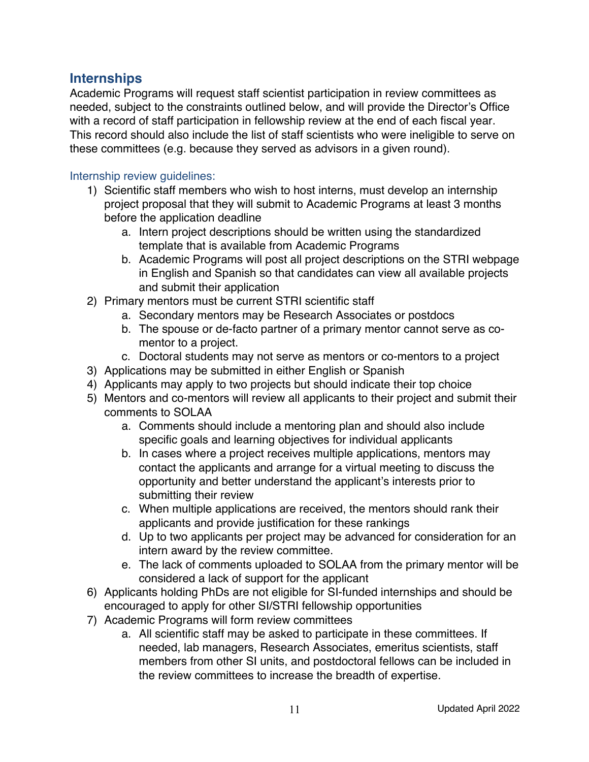## Internships

Academic Programs will request staff scientist participation in review committees as needed, subject to the constraints outlined below, and will provide the Director's Office with a record of staff participation in fellowship review at the end of each fiscal year. This record should also include the list of staff scientists who were ineligible to serve on these committees (e.g. because they served as advisors in a given round).

### Internship review guidelines:

1) Scientific staff members who wish to host interns, must develop an internship project proposal that they will submit to Academic Programs at least 3 months before the application deadline
    a. Intern project descriptions should be written using the standardized template that is available from Academic Programs
    b. Academic Programs will post all project descriptions on the STRI webpage in English and Spanish so that candidates can view all available projects and submit their application
2) Primary mentors must be current STRI scientific staff
    a. Secondary mentors may be Research Associates or postdocs
    b. The spouse or de-facto partner of a primary mentor cannot serve as co-mentor to a project.
    c. Doctoral students may not serve as mentors or co-mentors to a project
3) Applications may be submitted in either English or Spanish
4) Applicants may apply to two projects but should indicate their top choice
5) Mentors and co-mentors will review all applicants to their project and submit their comments to SOLAA
    a. Comments should include a mentoring plan and should also include specific goals and learning objectives for individual applicants
    b. In cases where a project receives multiple applications, mentors may contact the applicants and arrange for a virtual meeting to discuss the opportunity and better understand the applicant's interests prior to submitting their review
    c. When multiple applications are received, the mentors should rank their applicants and provide justification for these rankings
    d. Up to two applicants per project may be advanced for consideration for an intern award by the review committee.
    e. The lack of comments uploaded to SOLAA from the primary mentor will be considered a lack of support for the applicant
6) Applicants holding PhDs are not eligible for SI-funded internships and should be encouraged to apply for other SI/STRI fellowship opportunities
7) Academic Programs will form review committees
    a. All scientific staff may be asked to participate in these committees. If needed, lab managers, Research Associates, emeritus scientists, staff members from other SI units, and postdoctoral fellows can be included in the review committees to increase the breadth of expertise.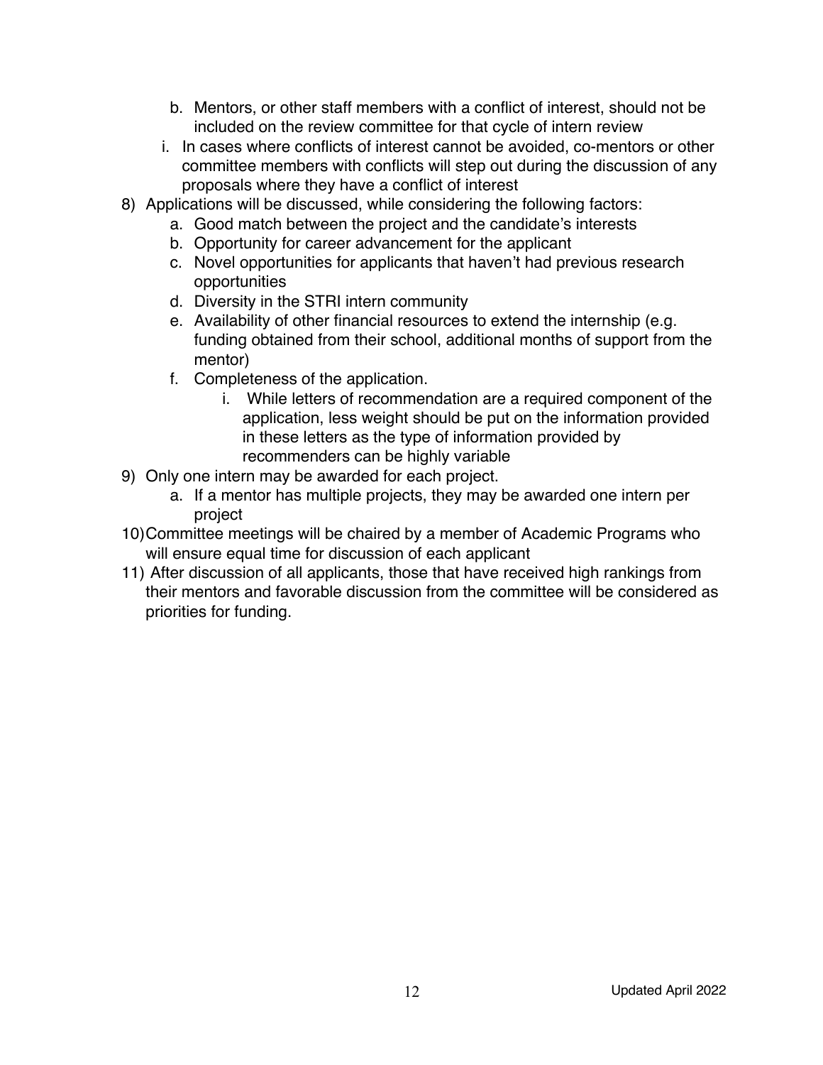b. Mentors, or other staff members with a conflict of interest, should not be included on the review committee for that cycle of intern review
   i. In cases where conflicts of interest cannot be avoided, co-mentors or other committee members with conflicts will step out during the discussion of any proposals where they have a conflict of interest
8) Applications will be discussed, while considering the following factors:
   a. Good match between the project and the candidate's interests
   b. Opportunity for career advancement for the applicant
   c. Novel opportunities for applicants that haven't had previous research opportunities
   d. Diversity in the STRI intern community
   e. Availability of other financial resources to extend the internship (e.g. funding obtained from their school, additional months of support from the mentor)
   f. Completeness of the application.
      i. While letters of recommendation are a required component of the application, less weight should be put on the information provided in these letters as the type of information provided by recommenders can be highly variable
9) Only one intern may be awarded for each project.
   a. If a mentor has multiple projects, they may be awarded one intern per project
10) Committee meetings will be chaired by a member of Academic Programs who will ensure equal time for discussion of each applicant
11) After discussion of all applicants, those that have received high rankings from their mentors and favorable discussion from the committee will be considered as priorities for funding.